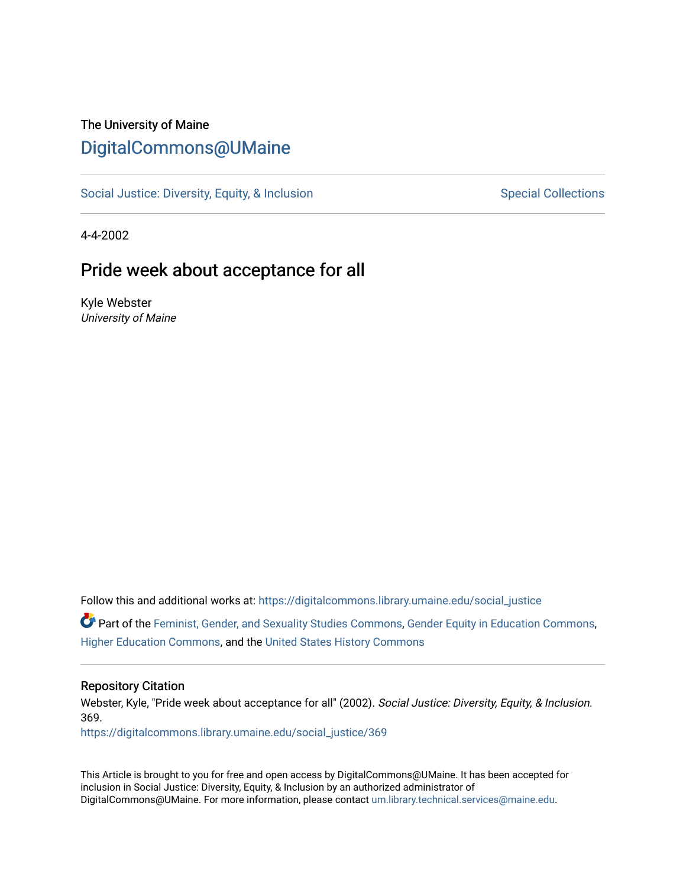The University of Maine

# DigitalCommons@UMaine

Social Justice: Diversity, Equity, & Inclusion | Special Collections

4-4-2002

## Pride week about acceptance for all

Kyle Webster
*University of Maine*

Follow this and additional works at: https://digitalcommons.library.umaine.edu/social_justice

Part of the Feminist, Gender, and Sexuality Studies Commons, Gender Equity in Education Commons, Higher Education Commons, and the United States History Commons

### Repository Citation

Webster, Kyle, "Pride week about acceptance for all" (2002). *Social Justice: Diversity, Equity, & Inclusion*. 369.
https://digitalcommons.library.umaine.edu/social_justice/369

This Article is brought to you for free and open access by DigitalCommons@UMaine. It has been accepted for inclusion in Social Justice: Diversity, Equity, & Inclusion by an authorized administrator of DigitalCommons@UMaine. For more information, please contact um.library.technical.services@maine.edu.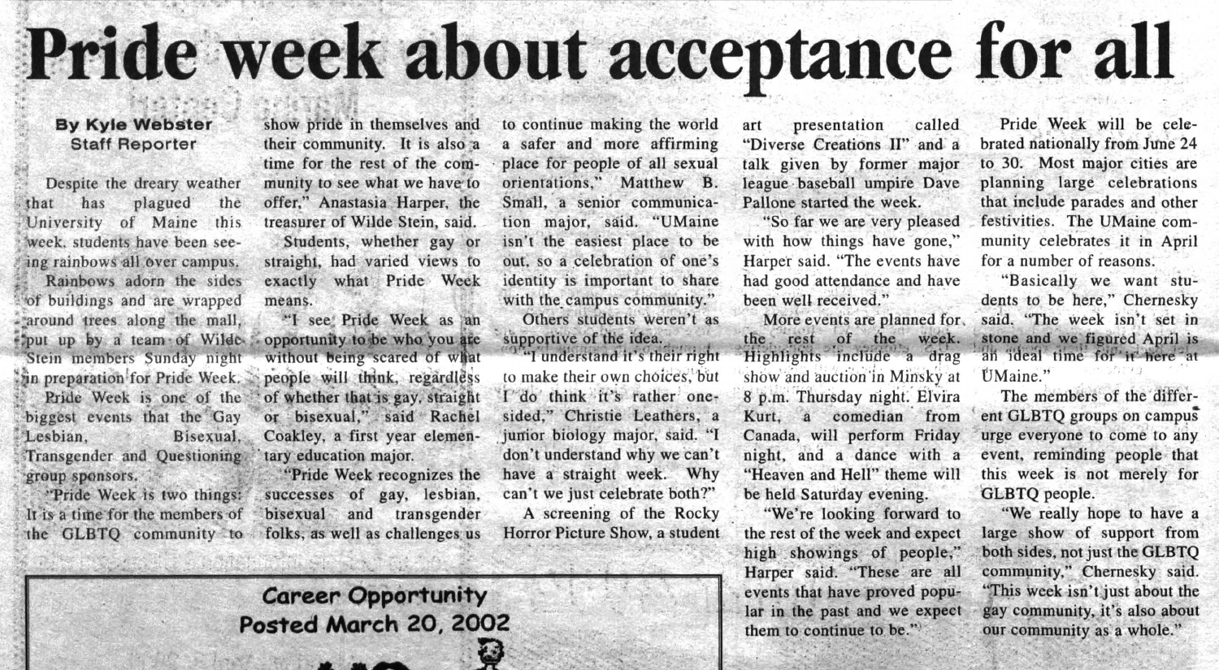# Pride week about acceptance for all

**By Kyle Webster**
**Staff Reporter**

Despite the dreary weather that has plagued the University of Maine this week, students have been seeing rainbows all over campus.

Rainbows adorn the sides of buildings and are wrapped around trees along the mall, put up by a team of Wilde Stein members Sunday night in preparation for Pride Week.

Pride Week is one of the biggest events that the Gay Lesbian, Bisexual, Transgender and Questioning group sponsors.

"Pride Week is two things: It is a time for the members of the GLBTQ community to show pride in themselves and their community. It is also a time for the rest of the community to see what we have to offer," Anastasia Harper, the treasurer of Wilde Stein, said.

Students, whether gay or straight, had varied views to exactly what Pride Week means.

"I see Pride Week as an opportunity to be who you are without being scared of what people will think, regardless of whether that is gay, straight or bisexual," said Rachel Coakley, a first year elementary education major.

"Pride Week recognizes the successes of gay, lesbian, bisexual and transgender folks, as well as challenges us to continue making the world a safer and more affirming place for people of all sexual orientations," Matthew B. Small, a senior communication major, said. "UMaine isn't the easiest place to be out, so a celebration of one's identity is important to share with the campus community."

Others students weren't as supportive of the idea.

"I understand it's their right to make their own choices, but I do think it's rather one-sided," Christie Leathers, a junior biology major, said. "I don't understand why we can't have a straight week. Why can't we just celebrate both?"

A screening of the Rocky Horror Picture Show, a student art presentation called "Diverse Creations II" and a talk given by former major league baseball umpire Dave Pallone started the week.

"So far we are very pleased with how things have gone," Harper said. "The events have had good attendance and have been well received."

More events are planned for the rest of the week. Highlights include a drag show and auction in Minsky at 8 p.m. Thursday night. Elvira Kurt, a comedian from Canada, will perform Friday night, and a dance with a "Heaven and Hell" theme will be held Saturday evening.

"We're looking forward to the rest of the week and expect high showings of people," Harper said. "These are all events that have proved popular in the past and we expect them to continue to be."

Pride Week will be celebrated nationally from June 24 to 30. Most major cities are planning large celebrations that include parades and other festivities. The UMaine community celebrates it in April for a number of reasons.

"Basically we want students to be here," Chernesky said. "The week isn't set in stone and we figured April is an ideal time for it here at UMaine."

The members of the different GLBTQ groups on campus urge everyone to come to any event, reminding people that this week is not merely for GLBTQ people.

"We really hope to have a large show of support from both sides, not just the GLBTQ community," Chernesky said. "This week isn't just about the gay community, it's also about our community as a whole."

**Career Opportunity**
**Posted March 20, 2002**